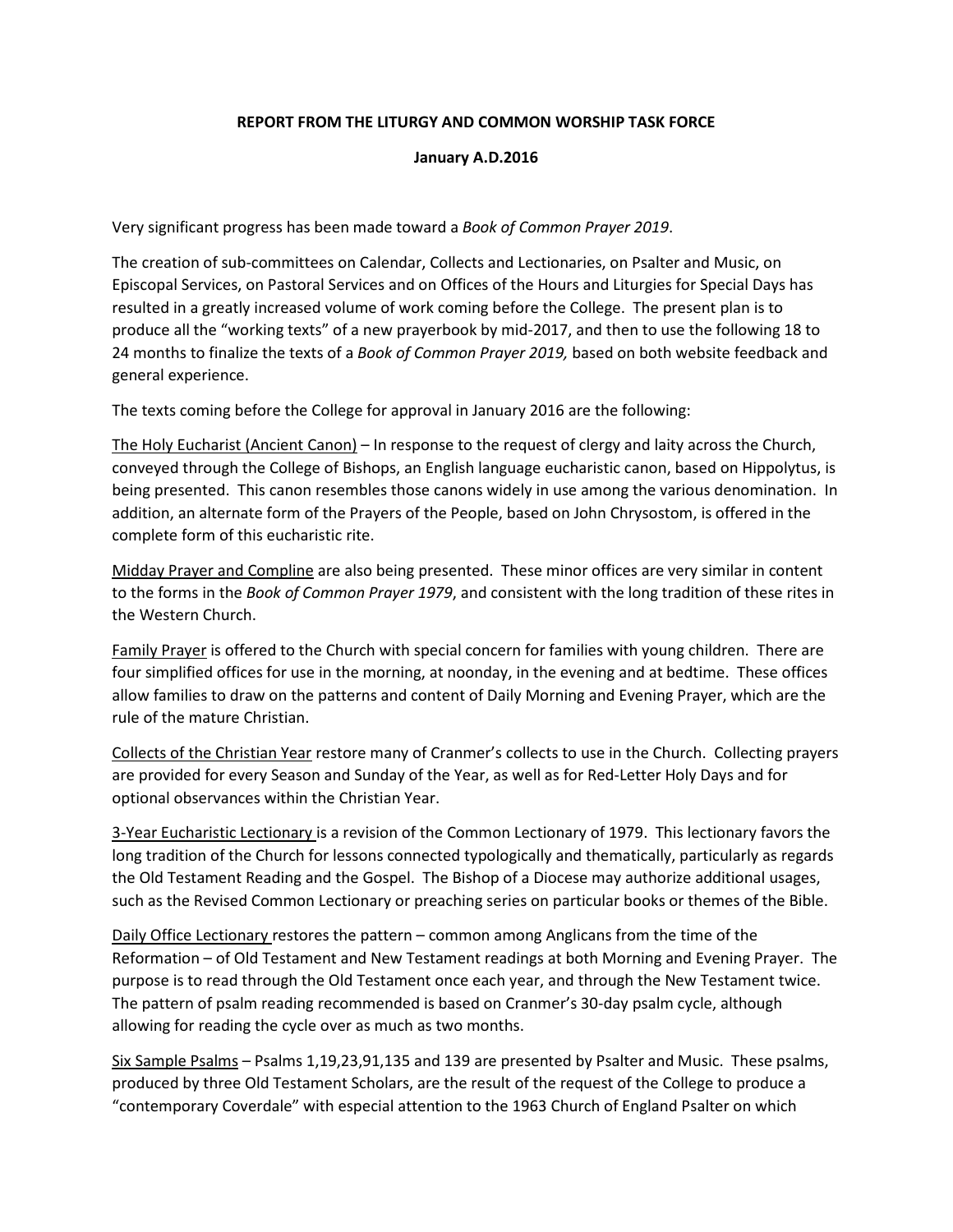**REPORT FROM THE LITURGY AND COMMON WORSHIP TASK FORCE**

**January A.D.2016**

Very significant progress has been made toward a *Book of Common Prayer 2019*.

The creation of sub-committees on Calendar, Collects and Lectionaries, on Psalter and Music, on Episcopal Services, on Pastoral Services and on Offices of the Hours and Liturgies for Special Days has resulted in a greatly increased volume of work coming before the College. The present plan is to produce all the "working texts" of a new prayerbook by mid-2017, and then to use the following 18 to 24 months to finalize the texts of a *Book of Common Prayer 2019,* based on both website feedback and general experience.

The texts coming before the College for approval in January 2016 are the following:

<u>The Holy Eucharist (Ancient Canon)</u> – In response to the request of clergy and laity across the Church, conveyed through the College of Bishops, an English language eucharistic canon, based on Hippolytus, is being presented. This canon resembles those canons widely in use among the various denomination. In addition, an alternate form of the Prayers of the People, based on John Chrysostom, is offered in the complete form of this eucharistic rite.

<u>Midday Prayer and Compline</u> are also being presented. These minor offices are very similar in content to the forms in the *Book of Common Prayer 1979*, and consistent with the long tradition of these rites in the Western Church.

<u>Family Prayer</u> is offered to the Church with special concern for families with young children. There are four simplified offices for use in the morning, at noonday, in the evening and at bedtime. These offices allow families to draw on the patterns and content of Daily Morning and Evening Prayer, which are the rule of the mature Christian.

<u>Collects of the Christian Year</u> restore many of Cranmer's collects to use in the Church. Collecting prayers are provided for every Season and Sunday of the Year, as well as for Red-Letter Holy Days and for optional observances within the Christian Year.

<u>3-Year Eucharistic Lectionary</u> is a revision of the Common Lectionary of 1979. This lectionary favors the long tradition of the Church for lessons connected typologically and thematically, particularly as regards the Old Testament Reading and the Gospel. The Bishop of a Diocese may authorize additional usages, such as the Revised Common Lectionary or preaching series on particular books or themes of the Bible.

<u>Daily Office Lectionary</u> restores the pattern – common among Anglicans from the time of the Reformation – of Old Testament and New Testament readings at both Morning and Evening Prayer. The purpose is to read through the Old Testament once each year, and through the New Testament twice. The pattern of psalm reading recommended is based on Cranmer's 30-day psalm cycle, although allowing for reading the cycle over as much as two months.

<u>Six Sample Psalms</u> – Psalms 1,19,23,91,135 and 139 are presented by Psalter and Music. These psalms, produced by three Old Testament Scholars, are the result of the request of the College to produce a "contemporary Coverdale" with especial attention to the 1963 Church of England Psalter on which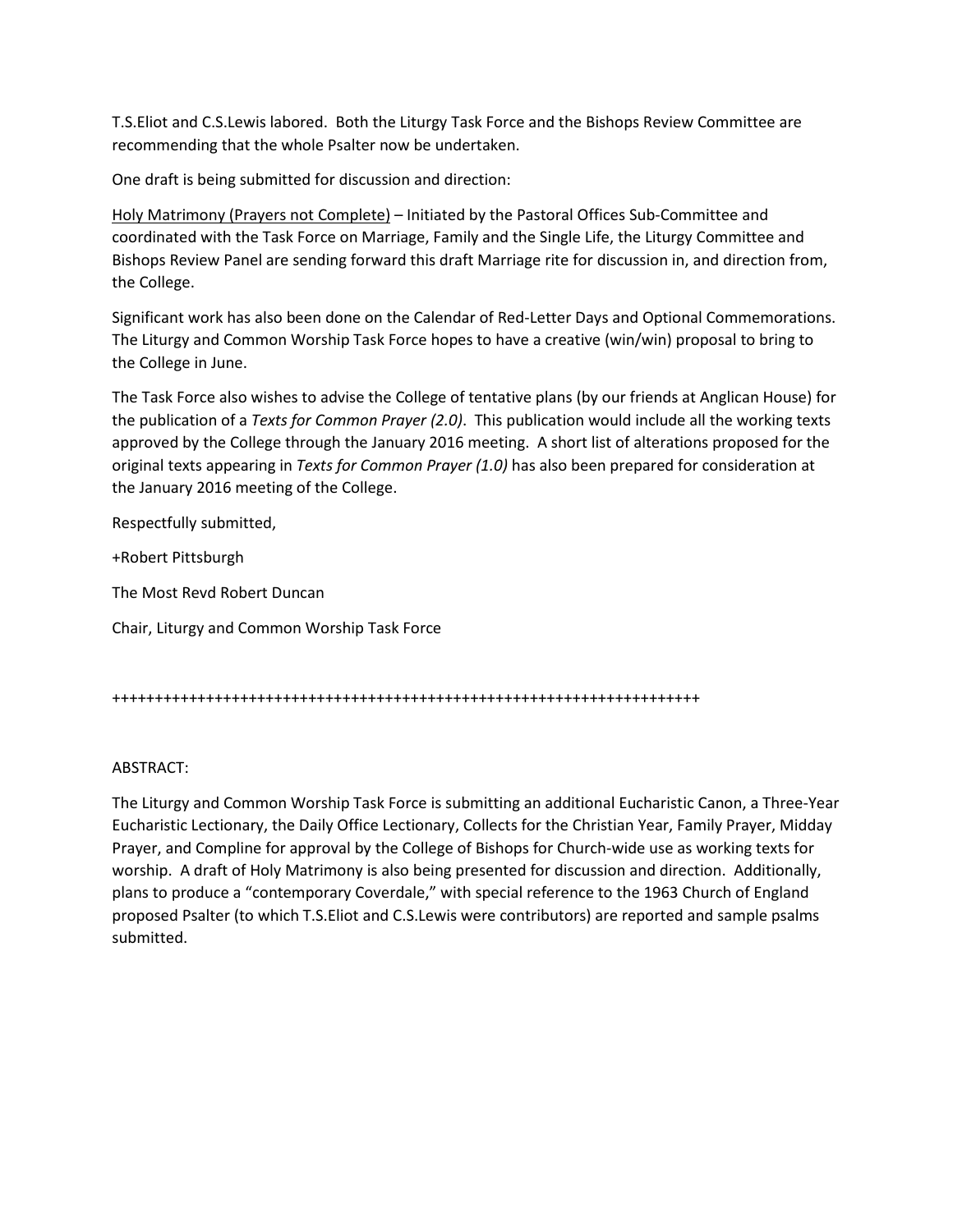T.S.Eliot and C.S.Lewis labored. Both the Liturgy Task Force and the Bishops Review Committee are recommending that the whole Psalter now be undertaken.

One draft is being submitted for discussion and direction:

<u>Holy Matrimony (Prayers not Complete)</u> – Initiated by the Pastoral Offices Sub-Committee and coordinated with the Task Force on Marriage, Family and the Single Life, the Liturgy Committee and Bishops Review Panel are sending forward this draft Marriage rite for discussion in, and direction from, the College.

Significant work has also been done on the Calendar of Red-Letter Days and Optional Commemorations. The Liturgy and Common Worship Task Force hopes to have a creative (win/win) proposal to bring to the College in June.

The Task Force also wishes to advise the College of tentative plans (by our friends at Anglican House) for the publication of a *Texts for Common Prayer (2.0)*. This publication would include all the working texts approved by the College through the January 2016 meeting. A short list of alterations proposed for the original texts appearing in *Texts for Common Prayer (1.0)* has also been prepared for consideration at the January 2016 meeting of the College.

Respectfully submitted,

+Robert Pittsburgh

The Most Revd Robert Duncan

Chair, Liturgy and Common Worship Task Force

++++++++++++++++++++++++++++++++++++++++++++++++++++++++++++++++++++++++

ABSTRACT:

The Liturgy and Common Worship Task Force is submitting an additional Eucharistic Canon, a Three-Year Eucharistic Lectionary, the Daily Office Lectionary, Collects for the Christian Year, Family Prayer, Midday Prayer, and Compline for approval by the College of Bishops for Church-wide use as working texts for worship. A draft of Holy Matrimony is also being presented for discussion and direction. Additionally, plans to produce a "contemporary Coverdale," with special reference to the 1963 Church of England proposed Psalter (to which T.S.Eliot and C.S.Lewis were contributors) are reported and sample psalms submitted.